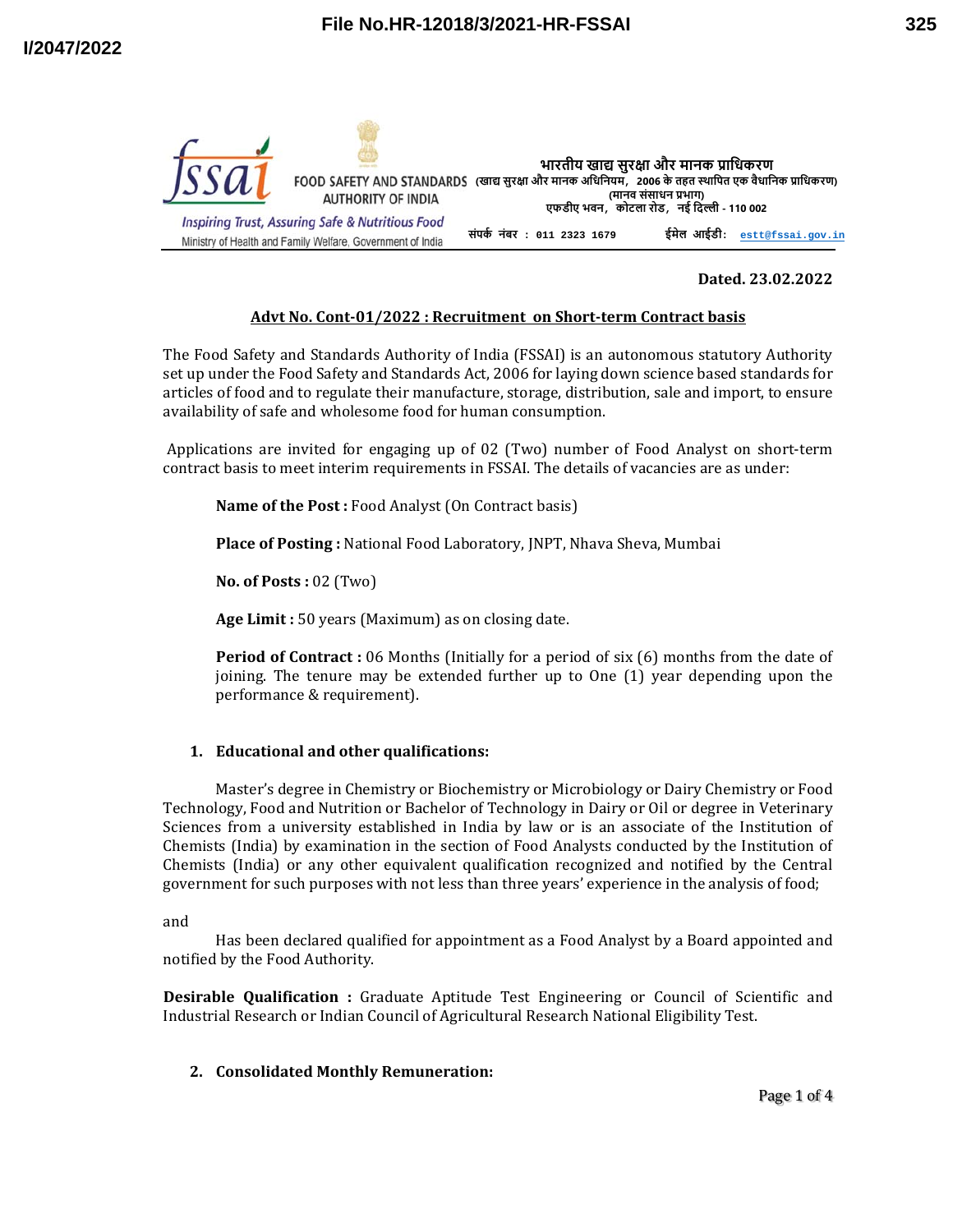File No.HR-12018/3/2021-HR-FSSAI

I/2047/2022

FOOD SAFETY AND STANDARDS AUTHORITY OF INDIA

*Inspiring Trust, Assuring Safe & Nutritious Food*

Ministry of Health and Family Welfare, Government of India

**भारतीय खाद्य सुरक्षा और मानक प्राधिकरण**

**(खाद्य सुरक्षा और मानक अधिनियम, 2006 के तहत स्थापित एक वैधानिक प्राधिकरण)**

**(मानव संसाधन प्रभाग)**

**एफडीए भवन, कोटला रोड, नई दिल्ली - 110 002**

संपर्क नंबर : 011 2323 1679 ईमेल आईडी: estt@fssai.gov.in

**Dated. 23.02.2022**

**Advt No. Cont-01/2022 : Recruitment on Short-term Contract basis**

The Food Safety and Standards Authority of India (FSSAI) is an autonomous statutory Authority set up under the Food Safety and Standards Act, 2006 for laying down science based standards for articles of food and to regulate their manufacture, storage, distribution, sale and import, to ensure availability of safe and wholesome food for human consumption.

Applications are invited for engaging up of 02 (Two) number of Food Analyst on short-term contract basis to meet interim requirements in FSSAI. The details of vacancies are as under:

**Name of the Post :** Food Analyst (On Contract basis)

**Place of Posting :** National Food Laboratory, JNPT, Nhava Sheva, Mumbai

**No. of Posts :** 02 (Two)

**Age Limit :** 50 years (Maximum) as on closing date.

**Period of Contract :** 06 Months (Initially for a period of six (6) months from the date of joining. The tenure may be extended further up to One (1) year depending upon the performance & requirement).

1. **Educational and other qualifications:**

Master's degree in Chemistry or Biochemistry or Microbiology or Dairy Chemistry or Food Technology, Food and Nutrition or Bachelor of Technology in Dairy or Oil or degree in Veterinary Sciences from a university established in India by law or is an associate of the Institution of Chemists (India) by examination in the section of Food Analysts conducted by the Institution of Chemists (India) or any other equivalent qualification recognized and notified by the Central government for such purposes with not less than three years' experience in the analysis of food;

and

Has been declared qualified for appointment as a Food Analyst by a Board appointed and notified by the Food Authority.

**Desirable Qualification :** Graduate Aptitude Test Engineering or Council of Scientific and Industrial Research or Indian Council of Agricultural Research National Eligibility Test.

2. **Consolidated Monthly Remuneration:**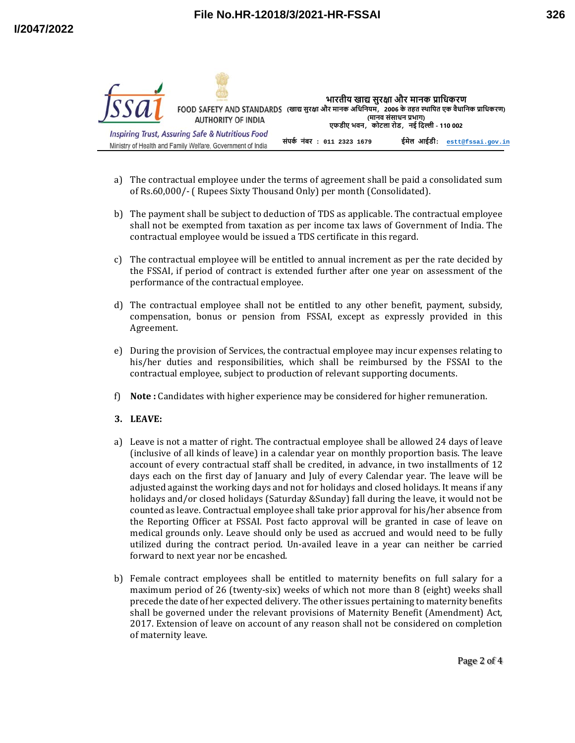a) The contractual employee under the terms of agreement shall be paid a consolidated sum of Rs.60,000/- ( Rupees Sixty Thousand Only) per month (Consolidated).

b) The payment shall be subject to deduction of TDS as applicable. The contractual employee shall not be exempted from taxation as per income tax laws of Government of India. The contractual employee would be issued a TDS certificate in this regard.

c) The contractual employee will be entitled to annual increment as per the rate decided by the FSSAI, if period of contract is extended further after one year on assessment of the performance of the contractual employee.

d) The contractual employee shall not be entitled to any other benefit, payment, subsidy, compensation, bonus or pension from FSSAI, except as expressly provided in this Agreement.

e) During the provision of Services, the contractual employee may incur expenses relating to his/her duties and responsibilities, which shall be reimbursed by the FSSAI to the contractual employee, subject to production of relevant supporting documents.

f) **Note :** Candidates with higher experience may be considered for higher remuneration.

**3. LEAVE:**

a) Leave is not a matter of right. The contractual employee shall be allowed 24 days of leave (inclusive of all kinds of leave) in a calendar year on monthly proportion basis. The leave account of every contractual staff shall be credited, in advance, in two installments of 12 days each on the first day of January and July of every Calendar year. The leave will be adjusted against the working days and not for holidays and closed holidays. It means if any holidays and/or closed holidays (Saturday &Sunday) fall during the leave, it would not be counted as leave. Contractual employee shall take prior approval for his/her absence from the Reporting Officer at FSSAI. Post facto approval will be granted in case of leave on medical grounds only. Leave should only be used as accrued and would need to be fully utilized during the contract period. Un-availed leave in a year can neither be carried forward to next year nor be encashed.

b) Female contract employees shall be entitled to maternity benefits on full salary for a maximum period of 26 (twenty-six) weeks of which not more than 8 (eight) weeks shall precede the date of her expected delivery. The other issues pertaining to maternity benefits shall be governed under the relevant provisions of Maternity Benefit (Amendment) Act, 2017. Extension of leave on account of any reason shall not be considered on completion of maternity leave.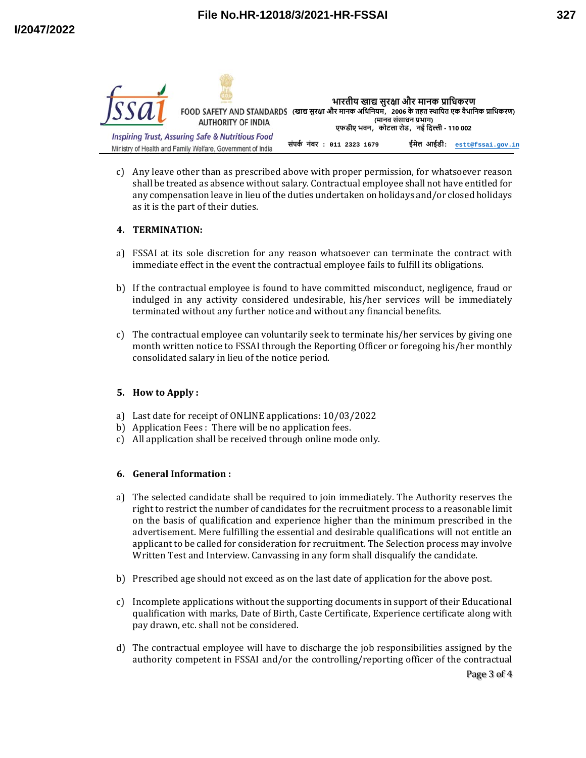c) Any leave other than as prescribed above with proper permission, for whatsoever reason shall be treated as absence without salary. Contractual employee shall not have entitled for any compensation leave in lieu of the duties undertaken on holidays and/or closed holidays as it is the part of their duties.

## 4. TERMINATION:

a) FSSAI at its sole discretion for any reason whatsoever can terminate the contract with immediate effect in the event the contractual employee fails to fulfill its obligations.

b) If the contractual employee is found to have committed misconduct, negligence, fraud or indulged in any activity considered undesirable, his/her services will be immediately terminated without any further notice and without any financial benefits.

c) The contractual employee can voluntarily seek to terminate his/her services by giving one month written notice to FSSAI through the Reporting Officer or foregoing his/her monthly consolidated salary in lieu of the notice period.

## 5. How to Apply :

a) Last date for receipt of ONLINE applications: 10/03/2022
b) Application Fees : There will be no application fees.
c) All application shall be received through online mode only.

## 6. General Information :

a) The selected candidate shall be required to join immediately. The Authority reserves the right to restrict the number of candidates for the recruitment process to a reasonable limit on the basis of qualification and experience higher than the minimum prescribed in the advertisement. Mere fulfilling the essential and desirable qualifications will not entitle an applicant to be called for consideration for recruitment. The Selection process may involve Written Test and Interview. Canvassing in any form shall disqualify the candidate.

b) Prescribed age should not exceed as on the last date of application for the above post.

c) Incomplete applications without the supporting documents in support of their Educational qualification with marks, Date of Birth, Caste Certificate, Experience certificate along with pay drawn, etc. shall not be considered.

d) The contractual employee will have to discharge the job responsibilities assigned by the authority competent in FSSAI and/or the controlling/reporting officer of the contractual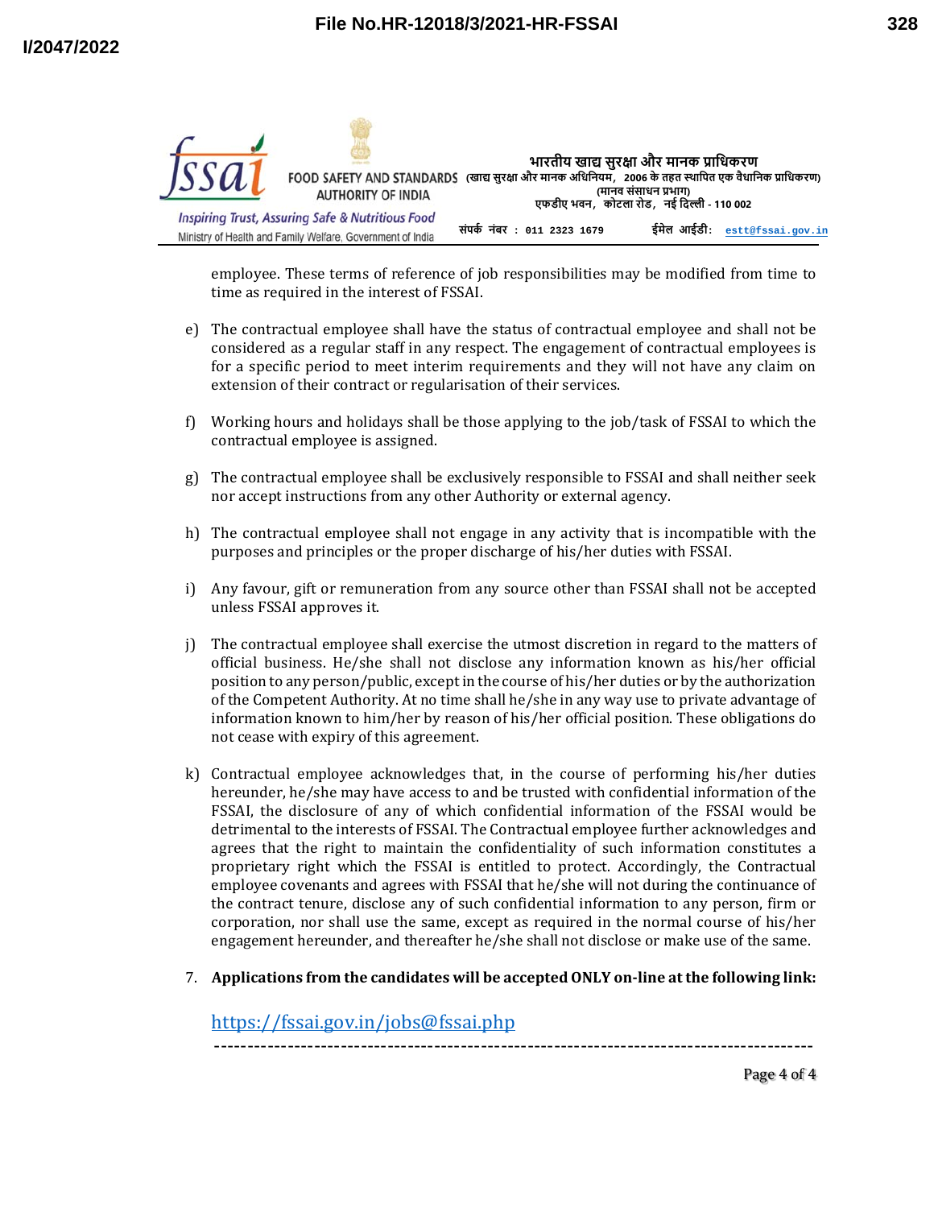employee. These terms of reference of job responsibilities may be modified from time to time as required in the interest of FSSAI.

e) The contractual employee shall have the status of contractual employee and shall not be considered as a regular staff in any respect. The engagement of contractual employees is for a specific period to meet interim requirements and they will not have any claim on extension of their contract or regularisation of their services.

f) Working hours and holidays shall be those applying to the job/task of FSSAI to which the contractual employee is assigned.

g) The contractual employee shall be exclusively responsible to FSSAI and shall neither seek nor accept instructions from any other Authority or external agency.

h) The contractual employee shall not engage in any activity that is incompatible with the purposes and principles or the proper discharge of his/her duties with FSSAI.

i) Any favour, gift or remuneration from any source other than FSSAI shall not be accepted unless FSSAI approves it.

j) The contractual employee shall exercise the utmost discretion in regard to the matters of official business. He/she shall not disclose any information known as his/her official position to any person/public, except in the course of his/her duties or by the authorization of the Competent Authority. At no time shall he/she in any way use to private advantage of information known to him/her by reason of his/her official position. These obligations do not cease with expiry of this agreement.

k) Contractual employee acknowledges that, in the course of performing his/her duties hereunder, he/she may have access to and be trusted with confidential information of the FSSAI, the disclosure of any of which confidential information of the FSSAI would be detrimental to the interests of FSSAI. The Contractual employee further acknowledges and agrees that the right to maintain the confidentiality of such information constitutes a proprietary right which the FSSAI is entitled to protect. Accordingly, the Contractual employee covenants and agrees with FSSAI that he/she will not during the continuance of the contract tenure, disclose any of such confidential information to any person, firm or corporation, nor shall use the same, except as required in the normal course of his/her engagement hereunder, and thereafter he/she shall not disclose or make use of the same.

7. **Applications from the candidates will be accepted ONLY on-line at the following link:**

https://fssai.gov.in/jobs@fssai.php

---